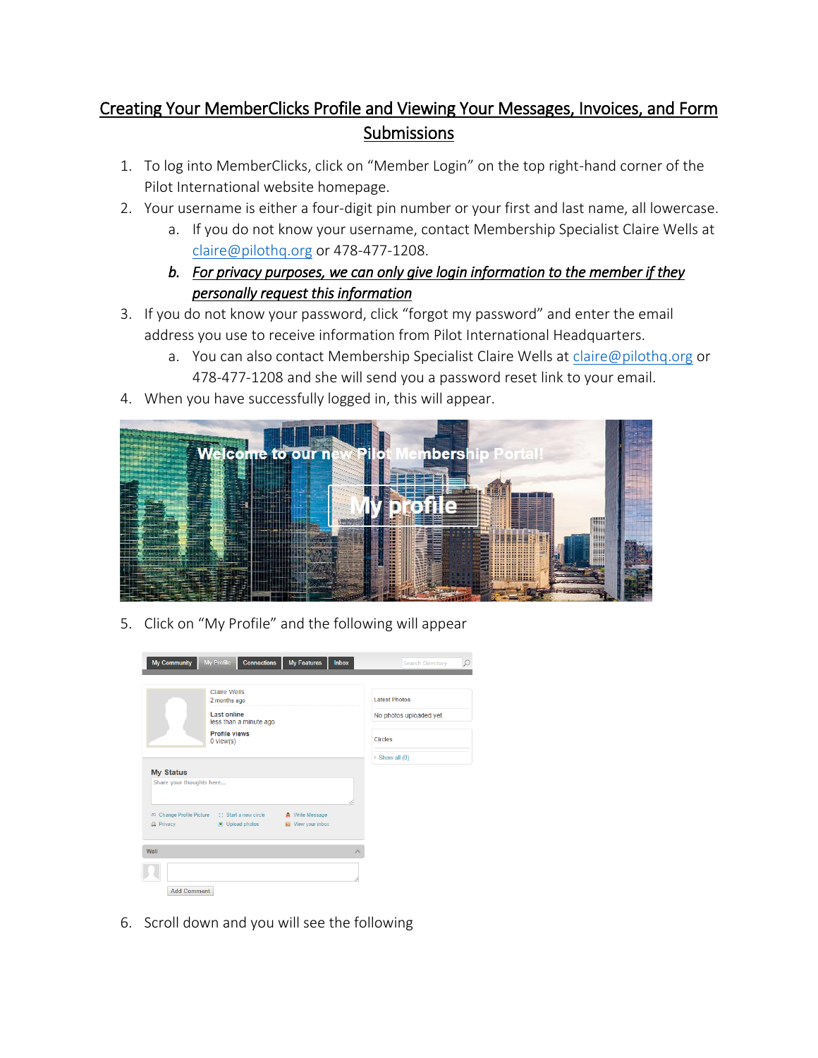# Creating Your MemberClicks Profile and Viewing Your Messages, Invoices, and Form Submissions

1. To log into MemberClicks, click on "Member Login" on the top right-hand corner of the Pilot International website homepage.
2. Your username is either a four-digit pin number or your first and last name, all lowercase.
   a. If you do not know your username, contact Membership Specialist Claire Wells at claire@pilothq.org or 478-477-1208.
   b. ***For privacy purposes, we can only give login information to the member if they personally request this information***
3. If you do not know your password, click "forgot my password" and enter the email address you use to receive information from Pilot International Headquarters.
   a. You can also contact Membership Specialist Claire Wells at claire@pilothq.org or 478-477-1208 and she will send you a password reset link to your email.
4. When you have successfully logged in, this will appear.

5. Click on "My Profile" and the following will appear

6. Scroll down and you will see the following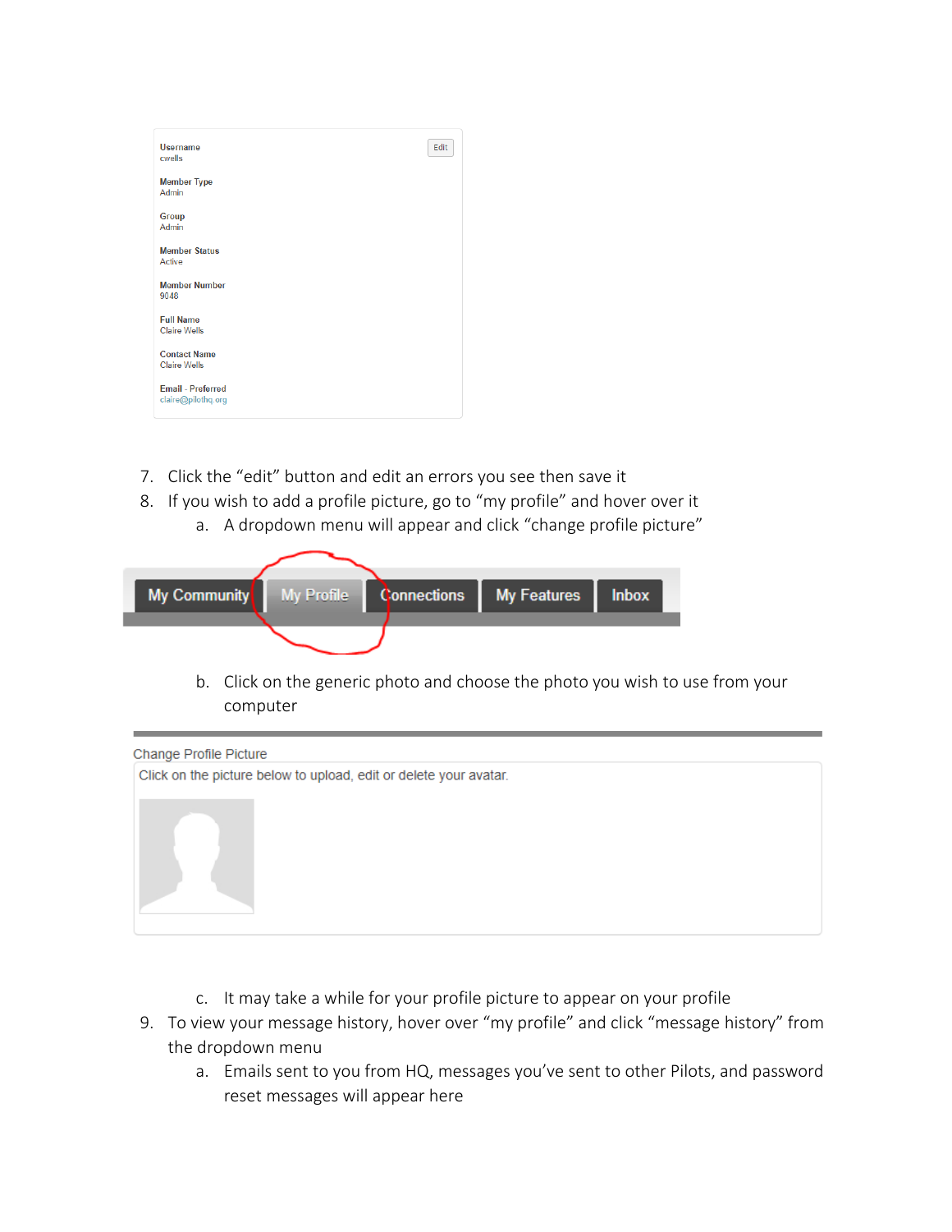Username
cwells

Member Type
Admin

Group
Admin

Member Status
Active

Member Number
9048

Full Name
Claire Wells

Contact Name
Claire Wells

Email - Preferred
claire@pilothq.org

7. Click the "edit" button and edit an errors you see then save it
8. If you wish to add a profile picture, go to "my profile" and hover over it
    a. A dropdown menu will appear and click "change profile picture"

My Community | My Profile | Connections | My Features | Inbox

    b. Click on the generic photo and choose the photo you wish to use from your computer

Change Profile Picture

Click on the picture below to upload, edit or delete your avatar.

    c. It may take a while for your profile picture to appear on your profile
9. To view your message history, hover over "my profile" and click "message history" from the dropdown menu
    a. Emails sent to you from HQ, messages you've sent to other Pilots, and password reset messages will appear here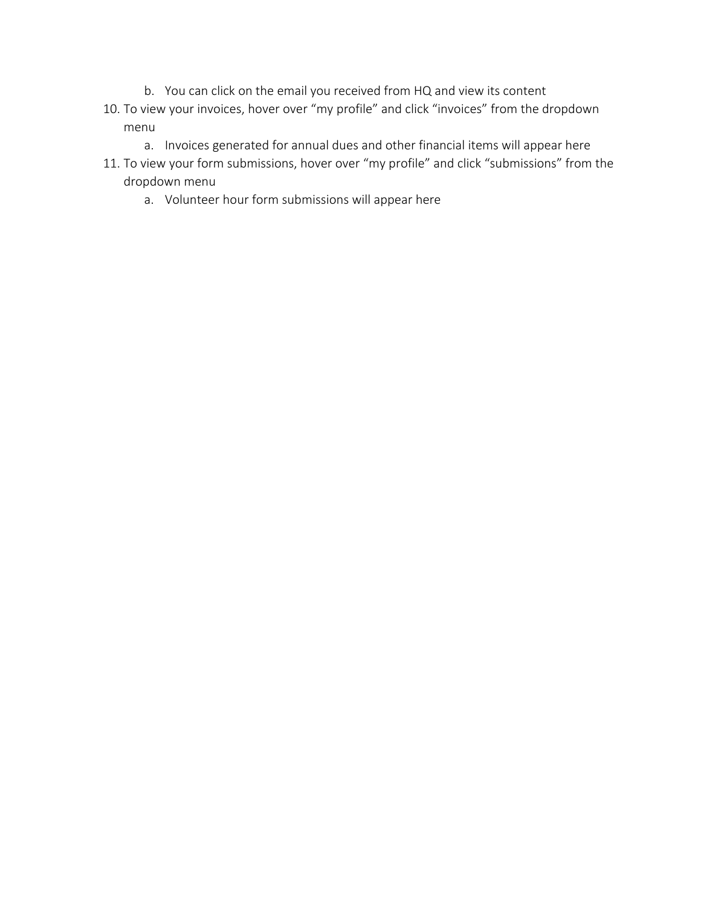b. You can click on the email you received from HQ and view its content

10. To view your invoices, hover over “my profile” and click “invoices” from the dropdown menu
    a. Invoices generated for annual dues and other financial items will appear here
11. To view your form submissions, hover over “my profile” and click “submissions” from the dropdown menu
    a. Volunteer hour form submissions will appear here